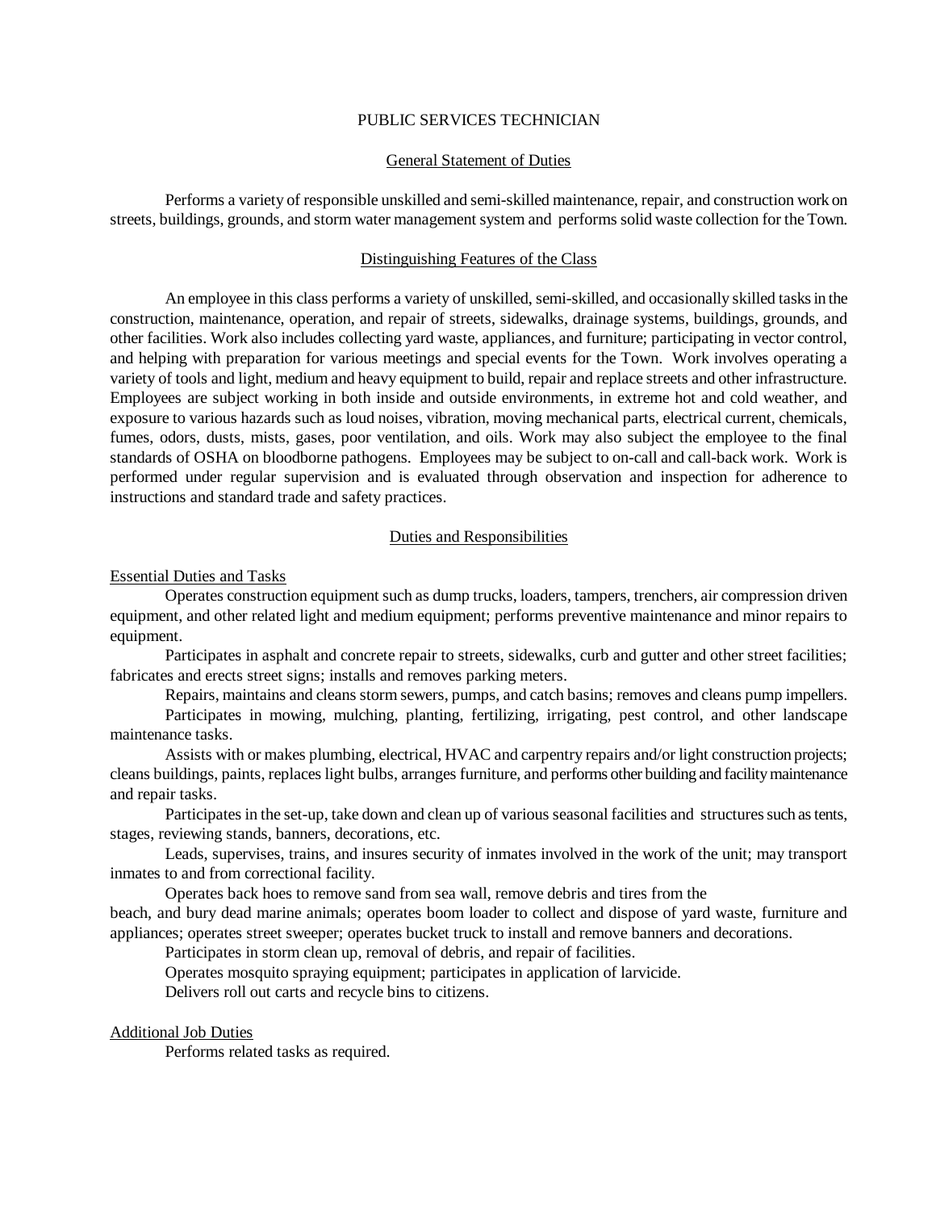# PUBLIC SERVICES TECHNICIAN

## General Statement of Duties

Performs a variety of responsible unskilled and semi-skilled maintenance, repair, and construction work on streets, buildings, grounds, and storm water management system and performs solid waste collection for the Town.

## Distinguishing Features of the Class

An employee in this class performs a variety of unskilled, semi-skilled, and occasionally skilled tasks in the construction, maintenance, operation, and repair of streets, sidewalks, drainage systems, buildings, grounds, and other facilities. Work also includes collecting yard waste, appliances, and furniture; participating in vector control, and helping with preparation for various meetings and special events for the Town. Work involves operating a variety of tools and light, medium and heavy equipment to build, repair and replace streets and other infrastructure. Employees are subject working in both inside and outside environments, in extreme hot and cold weather, and exposure to various hazards such as loud noises, vibration, moving mechanical parts, electrical current, chemicals, fumes, odors, dusts, mists, gases, poor ventilation, and oils. Work may also subject the employee to the final standards of OSHA on bloodborne pathogens. Employees may be subject to on-call and call-back work. Work is performed under regular supervision and is evaluated through observation and inspection for adherence to instructions and standard trade and safety practices.

## Duties and Responsibilities

### Essential Duties and Tasks

Operates construction equipment such as dump trucks, loaders, tampers, trenchers, air compression driven equipment, and other related light and medium equipment; performs preventive maintenance and minor repairs to equipment.

Participates in asphalt and concrete repair to streets, sidewalks, curb and gutter and other street facilities; fabricates and erects street signs; installs and removes parking meters.

Repairs, maintains and cleans storm sewers, pumps, and catch basins; removes and cleans pump impellers.

Participates in mowing, mulching, planting, fertilizing, irrigating, pest control, and other landscape maintenance tasks.

Assists with or makes plumbing, electrical, HVAC and carpentry repairs and/or light construction projects; cleans buildings, paints, replaces light bulbs, arranges furniture, and performs other building and facility maintenance and repair tasks.

Participates in the set-up, take down and clean up of various seasonal facilities and structures such as tents, stages, reviewing stands, banners, decorations, etc.

Leads, supervises, trains, and insures security of inmates involved in the work of the unit; may transport inmates to and from correctional facility.

Operates back hoes to remove sand from sea wall, remove debris and tires from the beach, and bury dead marine animals; operates boom loader to collect and dispose of yard waste, furniture and appliances; operates street sweeper; operates bucket truck to install and remove banners and decorations.

Participates in storm clean up, removal of debris, and repair of facilities.

Operates mosquito spraying equipment; participates in application of larvicide.

Delivers roll out carts and recycle bins to citizens.

### Additional Job Duties

Performs related tasks as required.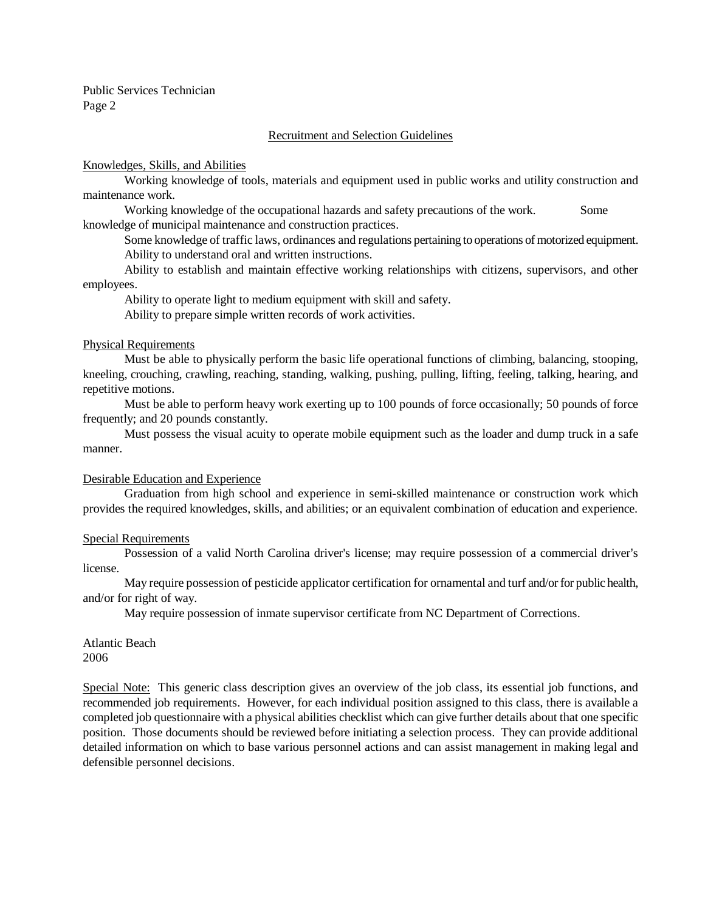## Recruitment and Selection Guidelines

### Knowledges, Skills, and Abilities

Working knowledge of tools, materials and equipment used in public works and utility construction and maintenance work.

Working knowledge of the occupational hazards and safety precautions of the work. Some knowledge of municipal maintenance and construction practices.

Some knowledge of traffic laws, ordinances and regulations pertaining to operations of motorized equipment.

Ability to understand oral and written instructions.

Ability to establish and maintain effective working relationships with citizens, supervisors, and other employees.

Ability to operate light to medium equipment with skill and safety.

Ability to prepare simple written records of work activities.

### Physical Requirements

Must be able to physically perform the basic life operational functions of climbing, balancing, stooping, kneeling, crouching, crawling, reaching, standing, walking, pushing, pulling, lifting, feeling, talking, hearing, and repetitive motions.

Must be able to perform heavy work exerting up to 100 pounds of force occasionally; 50 pounds of force frequently; and 20 pounds constantly.

Must possess the visual acuity to operate mobile equipment such as the loader and dump truck in a safe manner.

### Desirable Education and Experience

Graduation from high school and experience in semi-skilled maintenance or construction work which provides the required knowledges, skills, and abilities; or an equivalent combination of education and experience.

### Special Requirements

Possession of a valid North Carolina driver's license; may require possession of a commercial driver's license.

May require possession of pesticide applicator certification for ornamental and turf and/or for public health, and/or for right of way.

May require possession of inmate supervisor certificate from NC Department of Corrections.

Atlantic Beach
2006

Special Note: This generic class description gives an overview of the job class, its essential job functions, and recommended job requirements. However, for each individual position assigned to this class, there is available a completed job questionnaire with a physical abilities checklist which can give further details about that one specific position. Those documents should be reviewed before initiating a selection process. They can provide additional detailed information on which to base various personnel actions and can assist management in making legal and defensible personnel decisions.